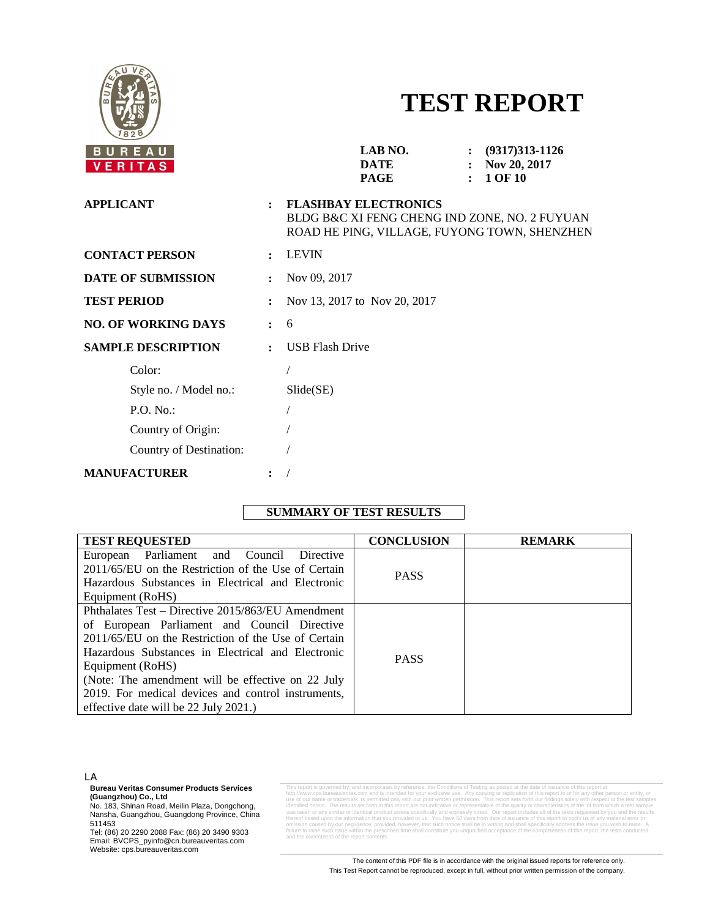# TEST REPORT

**LAB NO.** : **(9317)313-1126**
**DATE** : **Nov 20, 2017**

**APPLICANT** : **FLASHBAY ELECTRONICS**
BLDG B&C XI FENG CHENG IND ZONE, NO. 2 FUYUAN ROAD HE PING, VILLAGE, FUYONG TOWN, SHENZHEN

**CONTACT PERSON** : LEVIN

**DATE OF SUBMISSION** : Nov 09, 2017

**TEST PERIOD** : Nov 13, 2017 to Nov 20, 2017

**NO. OF WORKING DAYS** : 6

**SAMPLE DESCRIPTION** : USB Flash Drive

- Color: /
- Style no. / Model no.: Slide(SE)
- P.O. No.: /
- Country of Origin: /
- Country of Destination: /

**MANUFACTURER** : /

## SUMMARY OF TEST RESULTS

| TEST REQUESTED | CONCLUSION | REMARK |
|---|---|---|
| European Parliament and Council Directive 2011/65/EU on the Restriction of the Use of Certain Hazardous Substances in Electrical and Electronic Equipment (RoHS) | PASS | |
| Phthalates Test – Directive 2015/863/EU Amendment of European Parliament and Council Directive 2011/65/EU on the Restriction of the Use of Certain Hazardous Substances in Electrical and Electronic Equipment (RoHS) (Note: The amendment will be effective on 22 July 2019. For medical devices and control instruments, effective date will be 22 July 2021.) | PASS | |

LA

**Bureau Veritas Consumer Products Services (Guangzhou) Co., Ltd**
No. 183, Shinan Road, Meilin Plaza, Dongchong, Nansha, Guangzhou, Guangdong Province, China 511453
Tel: (86) 20 2290 2088 Fax: (86) 20 3490 9303
Email: BVCPS_pyinfo@cn.bureauveritas.com
Website: cps.bureauveritas.com

This report is governed by, and incorporates by reference, the Conditions of Testing as posted at the date of issuance of this report at http://www.cps.bureauveritas.com and is intended for your exclusive use. Any copying or replication of this report to or for any other person or entity, or use of our name or trademark, is permitted only with our prior written permission. This report sets forth our findings solely with respect to the test samples identified herein. The results set forth in this report are not indicative or representative of the quality or characteristics of the lot from which a test sample was taken or any similar or identical product unless specifically and expressly noted. Our report includes all of the tests requested by you and the results thereof based upon the information that you provided to us. You have 60 days from date of issuance of this report to notify us of any material error or omission caused by our negligence; provided, however, that such notice shall be in writing and shall specifically address the issue you wish to raise. A failure to raise such issue within the prescribed time shall constitute you unqualified acceptance of the completeness of this report, the tests conducted and the correctness of the report contents.

The content of this PDF file is in accordance with the original issued reports for reference only.
This Test Report cannot be reproduced, except in full, without prior written permission of the company.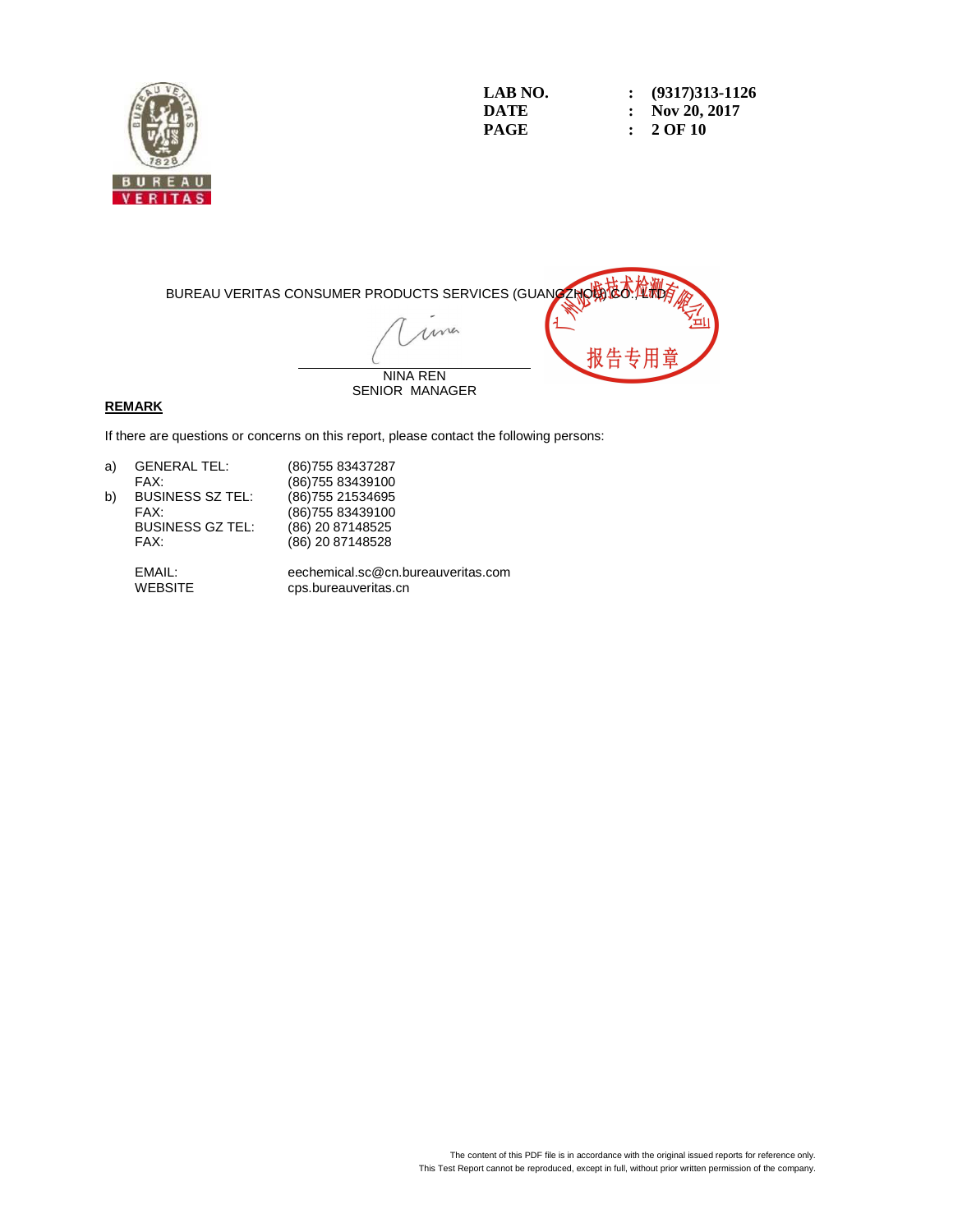| | | |
|---|---|---|
| **LAB NO.** | : | **(9317)313-1126** |
| **DATE** | : | **Nov 20, 2017** |

BUREAU VERITAS CONSUMER PRODUCTS SERVICES (GUANGZHOU) CO., LTD

NINA REN
SENIOR MANAGER

**REMARK**

If there are questions or concerns on this report, please contact the following persons:

| | | |
|---|---|---|
| a) | GENERAL TEL: | (86)755 83437287 |
| | FAX: | (86)755 83439100 |
| b) | BUSINESS SZ TEL: | (86)755 21534695 |
| | FAX: | (86)755 83439100 |
| | BUSINESS GZ TEL: | (86) 20 87148525 |
| | FAX: | (86) 20 87148528 |
| | EMAIL: | eechemical.sc@cn.bureauveritas.com |
| | WEBSITE | cps.bureauveritas.cn |

The content of this PDF file is in accordance with the original issued reports for reference only.
This Test Report cannot be reproduced, except in full, without prior written permission of the company.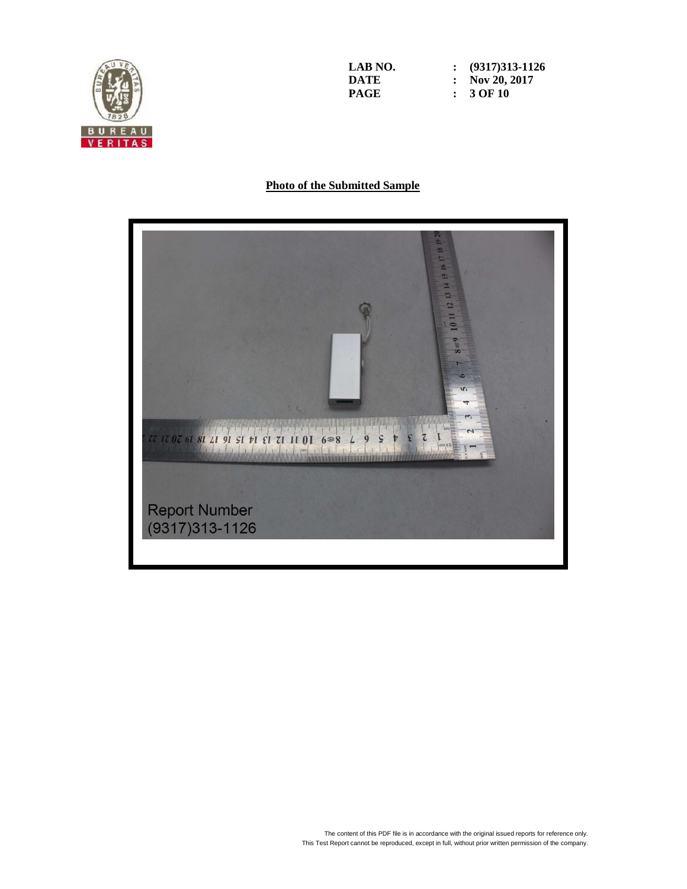| | |
|---|---|
| **LAB NO.** | **: (9317)313-1126** |
| **DATE** | **: Nov 20, 2017** |

## Photo of the Submitted Sample

Report Number
(9317)313-1126

The content of this PDF file is in accordance with the original issued reports for reference only.
This Test Report cannot be reproduced, except in full, without prior written permission of the company.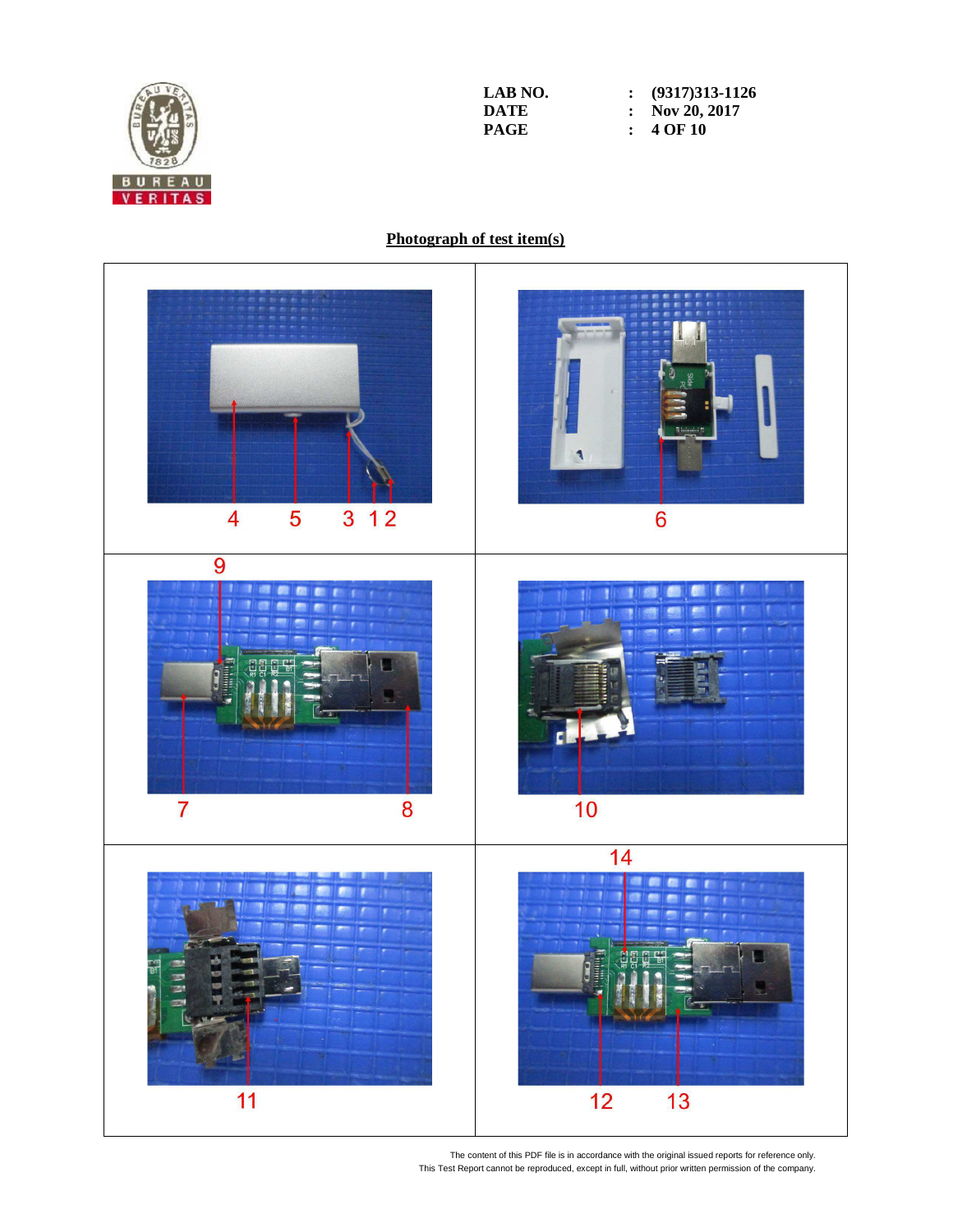| | | |
|---|---|---|
| **LAB NO.** | : | **(9317)313-1126** |
| **DATE** | : | **Nov 20, 2017** |

## Photograph of test item(s)

4 5 3 1 2

6

9

7 8

10

11

14

12 13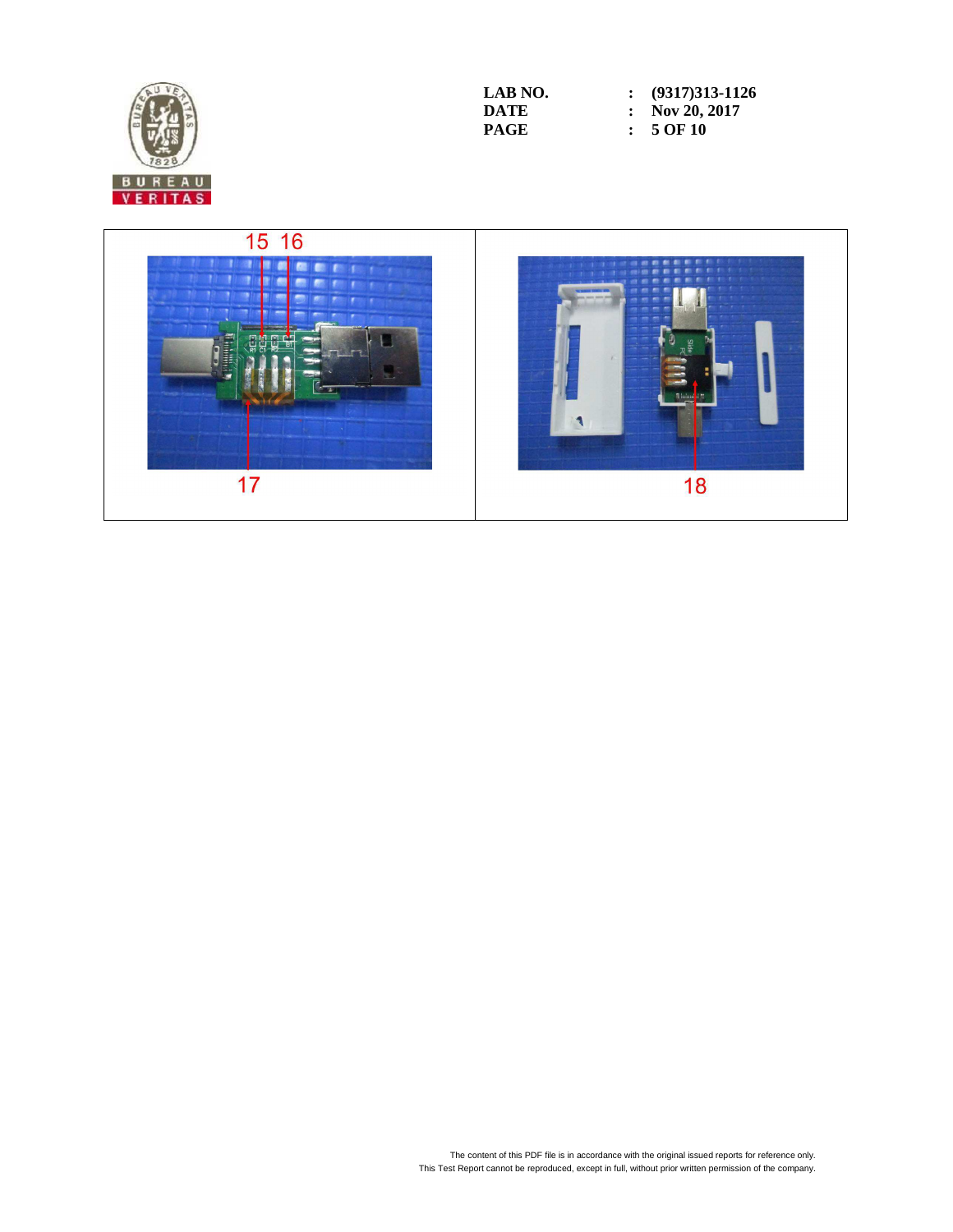| 15 16 / 17 | 18 |
|---|---|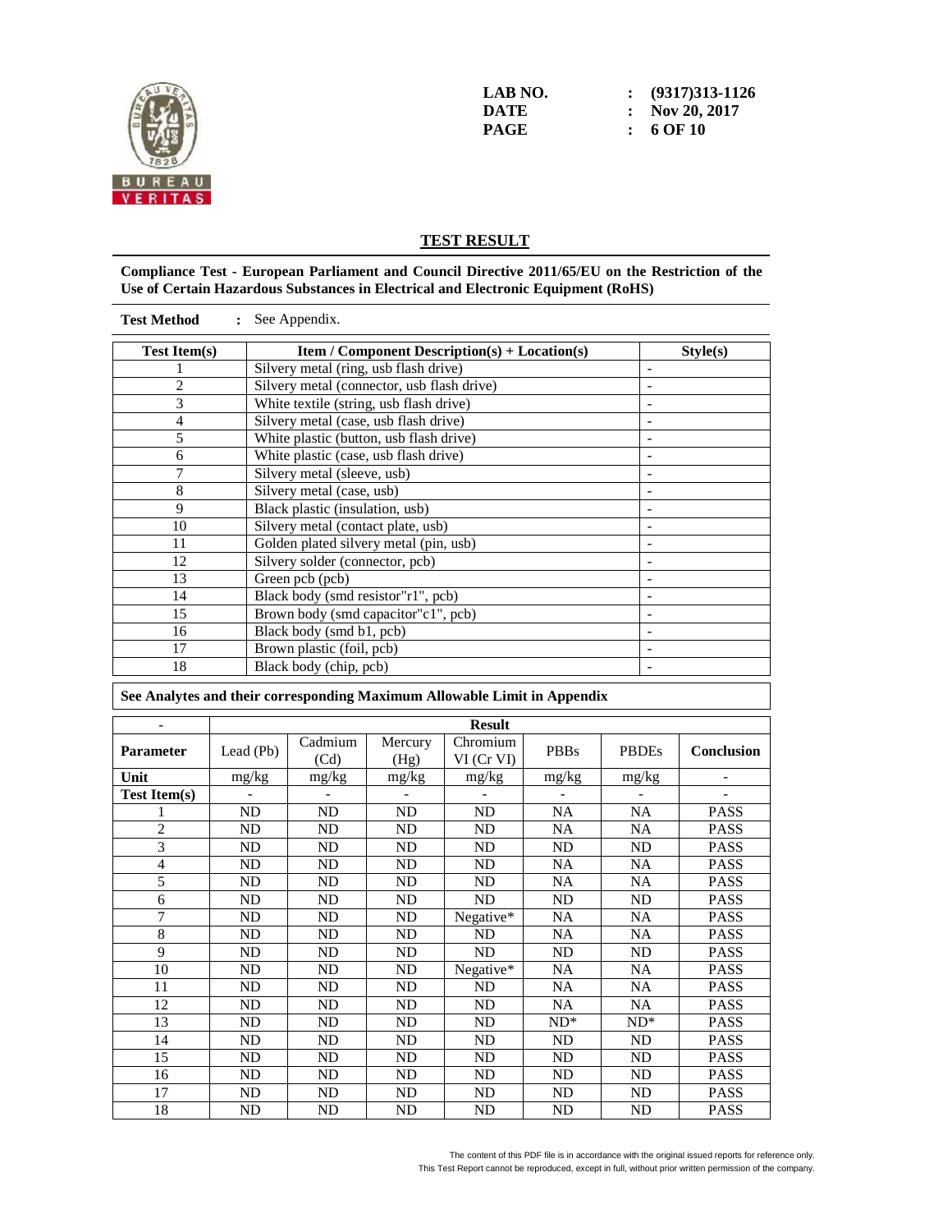**BUREAU VERITAS**

| | | |
|---|---|---|
| **LAB NO.** | **:** | **(9317)313-1126** |
| **DATE** | **:** | **Nov 20, 2017** |

## TEST RESULT

**Compliance Test - European Parliament and Council Directive 2011/65/EU on the Restriction of the Use of Certain Hazardous Substances in Electrical and Electronic Equipment (RoHS)**

**Test Method** : See Appendix.

| Test Item(s) | Item / Component Description(s) + Location(s) | Style(s) |
|---|---|---|
| 1 | Silvery metal (ring, usb flash drive) | - |
| 2 | Silvery metal (connector, usb flash drive) | - |
| 3 | White textile (string, usb flash drive) | - |
| 4 | Silvery metal (case, usb flash drive) | - |
| 5 | White plastic (button, usb flash drive) | - |
| 6 | White plastic (case, usb flash drive) | - |
| 7 | Silvery metal (sleeve, usb) | - |
| 8 | Silvery metal (case, usb) | - |
| 9 | Black plastic (insulation, usb) | - |
| 10 | Silvery metal (contact plate, usb) | - |
| 11 | Golden plated silvery metal (pin, usb) | - |
| 12 | Silvery solder (connector, pcb) | - |
| 13 | Green pcb (pcb) | - |
| 14 | Black body (smd resistor"r1", pcb) | - |
| 15 | Brown body (smd capacitor"c1", pcb) | - |
| 16 | Black body (smd b1, pcb) | - |
| 17 | Brown plastic (foil, pcb) | - |
| 18 | Black body (chip, pcb) | - |

**See Analytes and their corresponding Maximum Allowable Limit in Appendix**

| - | Result | | | | | | |
|---|---|---|---|---|---|---|---|
| **Parameter** | Lead (Pb) | Cadmium (Cd) | Mercury (Hg) | Chromium VI (Cr VI) | PBBs | PBDEs | **Conclusion** |
| **Unit** | mg/kg | mg/kg | mg/kg | mg/kg | mg/kg | mg/kg | - |
| **Test Item(s)** | - | - | - | - | - | - | - |
| 1 | ND | ND | ND | ND | NA | NA | PASS |
| 2 | ND | ND | ND | ND | NA | NA | PASS |
| 3 | ND | ND | ND | ND | ND | ND | PASS |
| 4 | ND | ND | ND | ND | NA | NA | PASS |
| 5 | ND | ND | ND | ND | NA | NA | PASS |
| 6 | ND | ND | ND | ND | ND | ND | PASS |
| 7 | ND | ND | ND | Negative* | NA | NA | PASS |
| 8 | ND | ND | ND | ND | NA | NA | PASS |
| 9 | ND | ND | ND | ND | ND | ND | PASS |
| 10 | ND | ND | ND | Negative* | NA | NA | PASS |
| 11 | ND | ND | ND | ND | NA | NA | PASS |
| 12 | ND | ND | ND | ND | NA | NA | PASS |
| 13 | ND | ND | ND | ND | ND* | ND* | PASS |
| 14 | ND | ND | ND | ND | ND | ND | PASS |
| 15 | ND | ND | ND | ND | ND | ND | PASS |
| 16 | ND | ND | ND | ND | ND | ND | PASS |
| 17 | ND | ND | ND | ND | ND | ND | PASS |
| 18 | ND | ND | ND | ND | ND | ND | PASS |

The content of this PDF file is in accordance with the original issued reports for reference only.
This Test Report cannot be reproduced, except in full, without prior written permission of the company.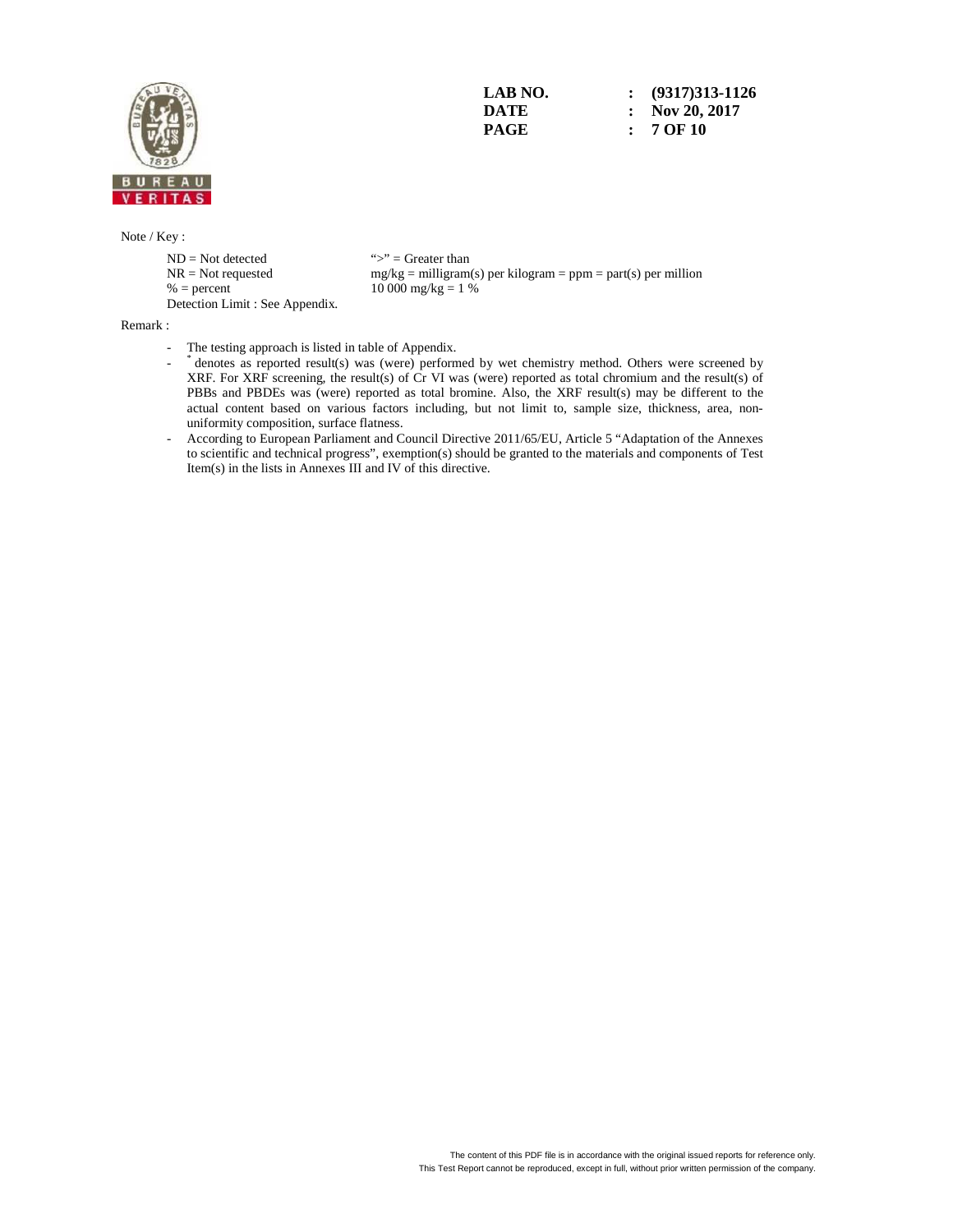| | | |
|---|---|---|
| **LAB NO.** | **:** | **(9317)313-1126** |
| **DATE** | **:** | **Nov 20, 2017** |

Note / Key :

| | |
|---|---|
| ND = Not detected | “>” = Greater than |
| NR = Not requested | mg/kg = milligram(s) per kilogram = ppm = part(s) per million |
| % = percent | 10 000 mg/kg = 1 % |
| Detection Limit : See Appendix. | |

Remark :

- The testing approach is listed in table of Appendix.
- * denotes as reported result(s) was (were) performed by wet chemistry method. Others were screened by XRF. For XRF screening, the result(s) of Cr VI was (were) reported as total chromium and the result(s) of PBBs and PBDEs was (were) reported as total bromine. Also, the XRF result(s) may be different to the actual content based on various factors including, but not limit to, sample size, thickness, area, non-uniformity composition, surface flatness.
- According to European Parliament and Council Directive 2011/65/EU, Article 5 “Adaptation of the Annexes to scientific and technical progress”, exemption(s) should be granted to the materials and components of Test Item(s) in the lists in Annexes III and IV of this directive.

The content of this PDF file is in accordance with the original issued reports for reference only.
This Test Report cannot be reproduced, except in full, without prior written permission of the company.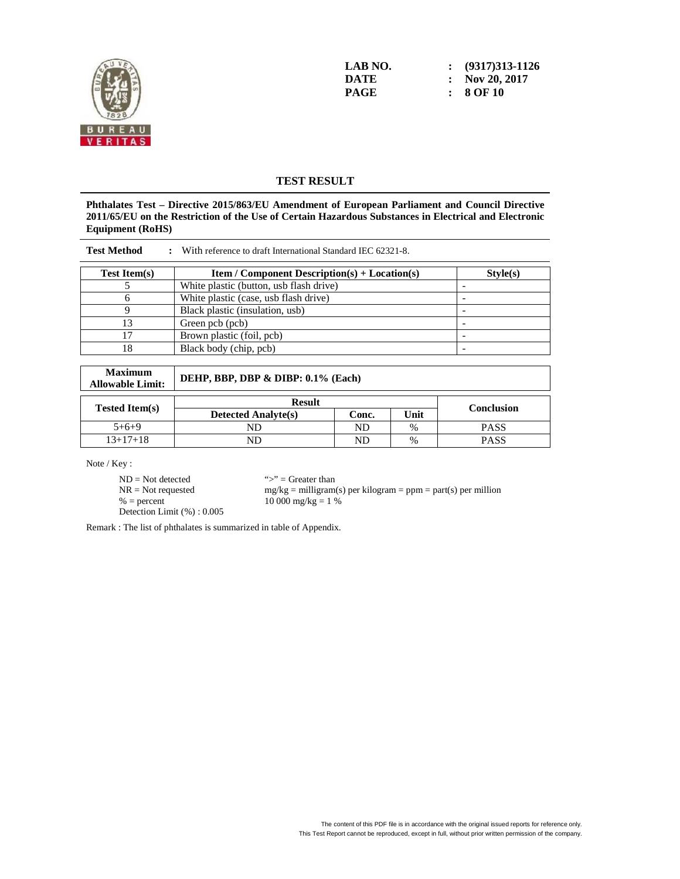LAB NO. : (9317)313-1126
DATE : Nov 20, 2017

## TEST RESULT

**Phthalates Test – Directive 2015/863/EU Amendment of European Parliament and Council Directive 2011/65/EU on the Restriction of the Use of Certain Hazardous Substances in Electrical and Electronic Equipment (RoHS)**

**Test Method** : With reference to draft International Standard IEC 62321-8.

| Test Item(s) | Item / Component Description(s) + Location(s) | Style(s) |
|---|---|---|
| 5 | White plastic (button, usb flash drive) | - |
| 6 | White plastic (case, usb flash drive) | - |
| 9 | Black plastic (insulation, usb) | - |
| 13 | Green pcb (pcb) | - |
| 17 | Brown plastic (foil, pcb) | - |
| 18 | Black body (chip, pcb) | - |

| Maximum Allowable Limit: | DEHP, BBP, DBP & DIBP: 0.1% (Each) |
|---|---|

| Tested Item(s) | Result | | | Conclusion |
|---|---|---|---|---|
| | Detected Analyte(s) | Conc. | Unit | |
| 5+6+9 | ND | ND | % | PASS |
| 13+17+18 | ND | ND | % | PASS |

Note / Key :

ND = Not detected
NR = Not requested
% = percent
Detection Limit (%) : 0.005

">" = Greater than
mg/kg = milligram(s) per kilogram = ppm = part(s) per million
10 000 mg/kg = 1 %

Remark : The list of phthalates is summarized in table of Appendix.

The content of this PDF file is in accordance with the original issued reports for reference only.
This Test Report cannot be reproduced, except in full, without prior written permission of the company.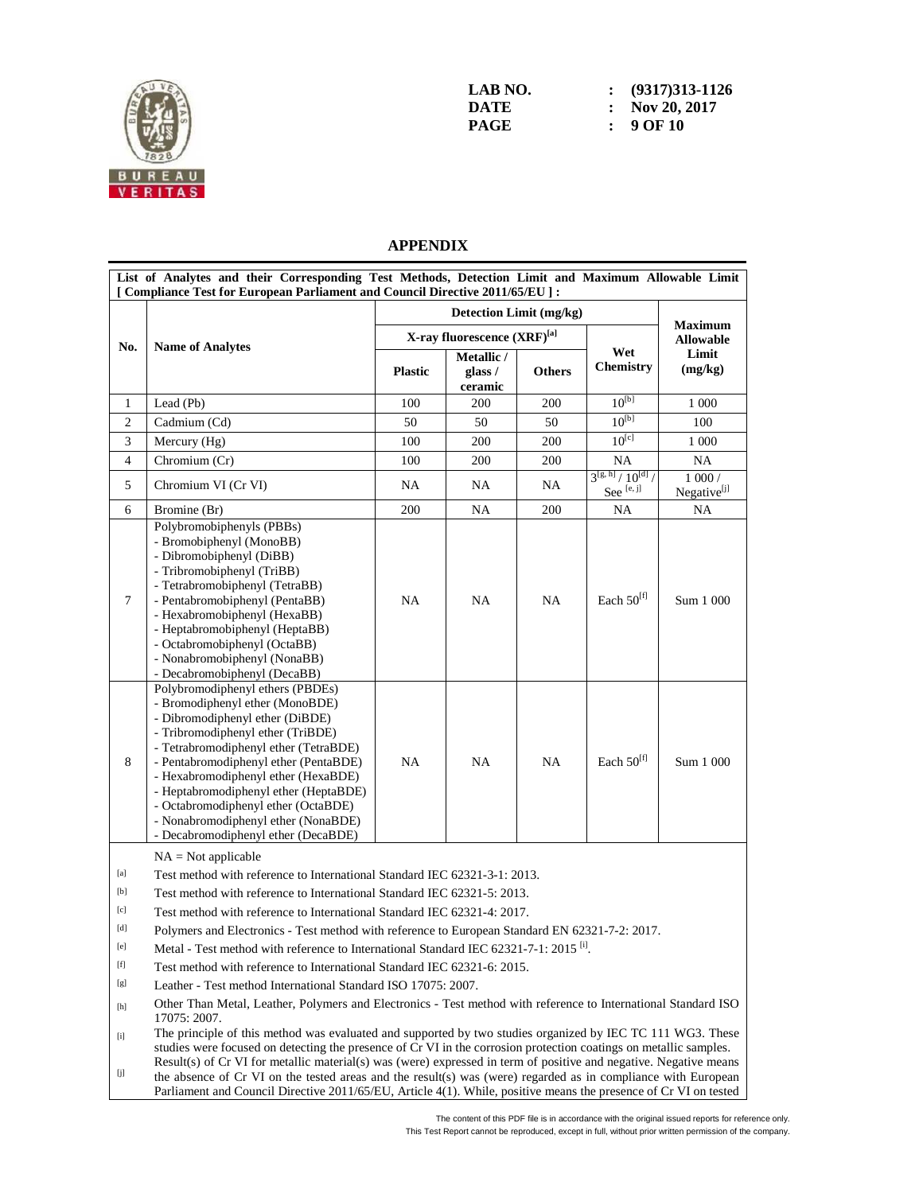LAB NO. : (9317)313-1126
DATE : Nov 20, 2017

## APPENDIX

**List of Analytes and their Corresponding Test Methods, Detection Limit and Maximum Allowable Limit [ Compliance Test for European Parliament and Council Directive 2011/65/EU ] :**

| No. | Name of Analytes | Detection Limit (mg/kg) | | | | Maximum Allowable Limit (mg/kg) |
|---|---|---|---|---|---|---|
| | | X-ray fluorescence (XRF)[a] | | | Wet Chemistry | |
| | | Plastic | Metallic / glass / ceramic | Others | | |
| 1 | Lead (Pb) | 100 | 200 | 200 | 10[b] | 1 000 |
| 2 | Cadmium (Cd) | 50 | 50 | 50 | 10[b] | 100 |
| 3 | Mercury (Hg) | 100 | 200 | 200 | 10[c] | 1 000 |
| 4 | Chromium (Cr) | 100 | 200 | 200 | NA | NA |
| 5 | Chromium VI (Cr VI) | NA | NA | NA | 3[g, h] / 10[d] / See [e, j] | 1 000 / Negative[j] |
| 6 | Bromine (Br) | 200 | NA | 200 | NA | NA |
| 7 | Polybromobiphenyls (PBBs)<br>- Bromobiphenyl (MonoBB)<br>- Dibromobiphenyl (DiBB)<br>- Tribromobiphenyl (TriBB)<br>- Tetrabromobiphenyl (TetraBB)<br>- Pentabromobiphenyl (PentaBB)<br>- Hexabromobiphenyl (HexaBB)<br>- Heptabromobiphenyl (HeptaBB)<br>- Octabromobiphenyl (OctaBB)<br>- Nonabromobiphenyl (NonaBB)<br>- Decabromobiphenyl (DecaBB) | NA | NA | NA | Each 50[f] | Sum 1 000 |
| 8 | Polybromodiphenyl ethers (PBDEs)<br>- Bromodiphenyl ether (MonoBDE)<br>- Dibromodiphenyl ether (DiBDE)<br>- Tribromodiphenyl ether (TriBDE)<br>- Tetrabromodiphenyl ether (TetraBDE)<br>- Pentabromodiphenyl ether (PentaBDE)<br>- Hexabromodiphenyl ether (HexaBDE)<br>- Heptabromodiphenyl ether (HeptaBDE)<br>- Octabromodiphenyl ether (OctaBDE)<br>- Nonabromodiphenyl ether (NonaBDE)<br>- Decabromodiphenyl ether (DecaBDE) | NA | NA | NA | Each 50[f] | Sum 1 000 |

NA = Not applicable

[a] Test method with reference to International Standard IEC 62321-3-1: 2013.

[b] Test method with reference to International Standard IEC 62321-5: 2013.

[c] Test method with reference to International Standard IEC 62321-4: 2017.

[d] Polymers and Electronics - Test method with reference to European Standard EN 62321-7-2: 2017.

[e] Metal - Test method with reference to International Standard IEC 62321-7-1: 2015 [i].

[f] Test method with reference to International Standard IEC 62321-6: 2015.

[g] Leather - Test method International Standard ISO 17075: 2007.

[h] Other Than Metal, Leather, Polymers and Electronics - Test method with reference to International Standard ISO 17075: 2007.

[i] The principle of this method was evaluated and supported by two studies organized by IEC TC 111 WG3. These studies were focused on detecting the presence of Cr VI in the corrosion protection coatings on metallic samples.

[j] Result(s) of Cr VI for metallic material(s) was (were) expressed in term of positive and negative. Negative means the absence of Cr VI on the tested areas and the result(s) was (were) regarded as in compliance with European Parliament and Council Directive 2011/65/EU, Article 4(1). While, positive means the presence of Cr VI on tested

The content of this PDF file is in accordance with the original issued reports for reference only.
This Test Report cannot be reproduced, except in full, without prior written permission of the company.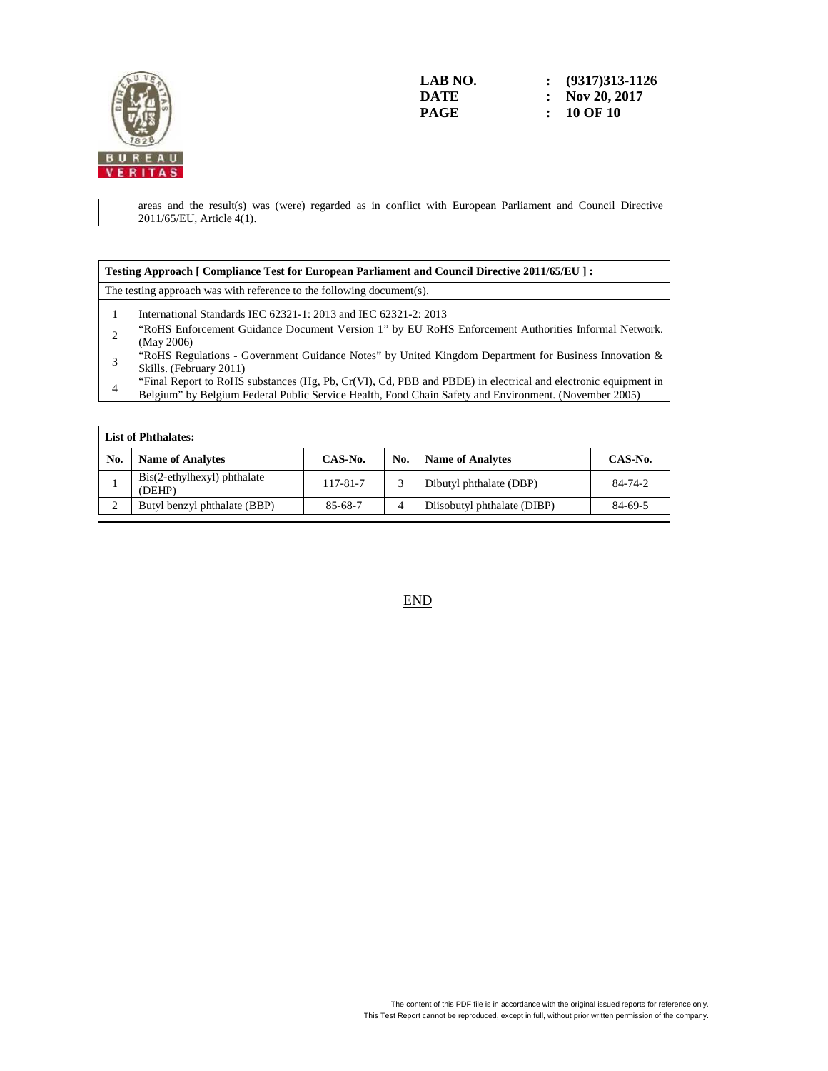areas and the result(s) was (were) regarded as in conflict with European Parliament and Council Directive 2011/65/EU, Article 4(1).

**Testing Approach [ Compliance Test for European Parliament and Council Directive 2011/65/EU ] :**

The testing approach was with reference to the following document(s).

| | |
|---|---|
| 1 | International Standards IEC 62321-1: 2013 and IEC 62321-2: 2013 |
| 2 | "RoHS Enforcement Guidance Document Version 1" by EU RoHS Enforcement Authorities Informal Network. (May 2006) |
| 3 | "RoHS Regulations - Government Guidance Notes" by United Kingdom Department for Business Innovation & Skills. (February 2011) |
| 4 | "Final Report to RoHS substances (Hg, Pb, Cr(VI), Cd, PBB and PBDE) in electrical and electronic equipment in Belgium" by Belgium Federal Public Service Health, Food Chain Safety and Environment. (November 2005) |

**List of Phthalates:**

| No. | Name of Analytes | CAS-No. | No. | Name of Analytes | CAS-No. |
|---|---|---|---|---|---|
| 1 | Bis(2-ethylhexyl) phthalate (DEHP) | 117-81-7 | 3 | Dibutyl phthalate (DBP) | 84-74-2 |
| 2 | Butyl benzyl phthalate (BBP) | 85-68-7 | 4 | Diisobutyl phthalate (DIBP) | 84-69-5 |

END

The content of this PDF file is in accordance with the original issued reports for reference only.
This Test Report cannot be reproduced, except in full, without prior written permission of the company.